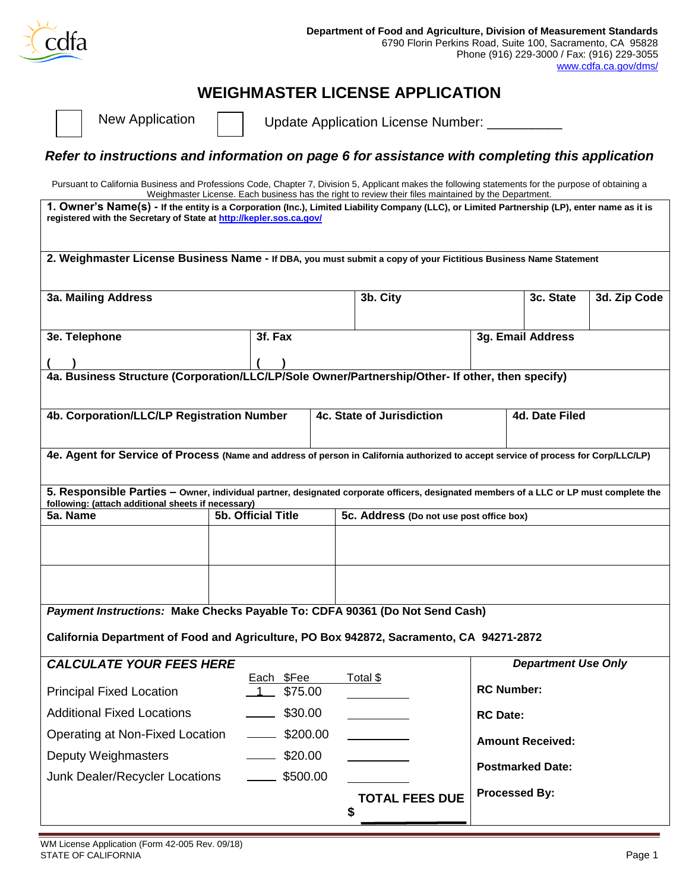Department of Food and Agriculture, Division of Measurement Standards
6790 Florin Perkins Road, Suite 100, Sacramento, CA 95828
Phone (916) 229-3000 / Fax: (916) 229-3055
www.cdfa.ca.gov/dms/

# WEIGHMASTER LICENSE APPLICATION

☐ New Application ☐ Update Application License Number: __________

***Refer to instructions and information on page 6 for assistance with completing this application***

Pursuant to California Business and Professions Code, Chapter 7, Division 5, Applicant makes the following statements for the purpose of obtaining a Weighmaster License. Each business has the right to review their files maintained by the Department.

**1. Owner's Name(s) - If the entity is a Corporation (Inc.), Limited Liability Company (LLC), or Limited Partnership (LP), enter name as it is registered with the Secretary of State at http://kepler.sos.ca.gov/**

**2. Weighmaster License Business Name - If DBA, you must submit a copy of your Fictitious Business Name Statement**

| 3a. Mailing Address | 3b. City | 3c. State | 3d. Zip Code |
|---|---|---|---|
| | | | |

| 3e. Telephone | 3f. Fax | 3g. Email Address |
|---|---|---|
| (   ) | (   ) | |

**4a. Business Structure (Corporation/LLC/LP/Sole Owner/Partnership/Other- If other, then specify)**

| 4b. Corporation/LLC/LP Registration Number | 4c. State of Jurisdiction | 4d. Date Filed |
|---|---|---|
| | | |

**4e. Agent for Service of Process (Name and address of person in California authorized to accept service of process for Corp/LLC/LP)**

**5. Responsible Parties – Owner, individual partner, designated corporate officers, designated members of a LLC or LP must complete the following: (attach additional sheets if necessary)**

| 5a. Name | 5b. Official Title | 5c. Address (Do not use post office box) |
|---|---|---|
| | | |
| | | |

***Payment Instructions:*** **Make Checks Payable To: CDFA 90361 (Do Not Send Cash)**

**California Department of Food and Agriculture, PO Box 942872, Sacramento, CA 94271-2872**

***CALCULATE YOUR FEES HERE***

| | Each | $Fee | Total $ |
|---|---|---|---|
| Principal Fixed Location | 1 | $75.00 | |
| Additional Fixed Locations | | $30.00 | |
| Operating at Non-Fixed Location | | $200.00 | |
| Deputy Weighmasters | | $20.00 | |
| Junk Dealer/Recycler Locations | | $500.00 | |
| | | **TOTAL FEES DUE** | $ |

***Department Use Only***

**RC Number:**

**RC Date:**

**Amount Received:**

**Postmarked Date:**

**Processed By:**

WM License Application (Form 42-005 Rev. 09/18)
STATE OF CALIFORNIA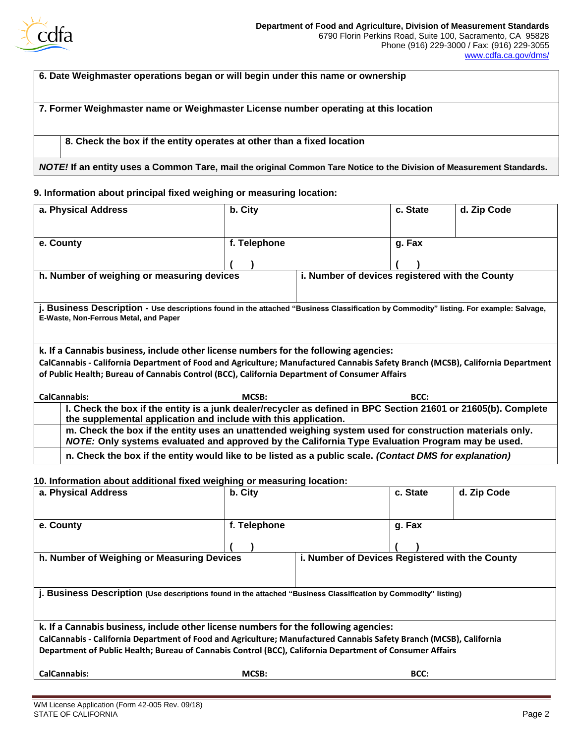**6. Date Weighmaster operations began or will begin under this name or ownership**

**7. Former Weighmaster name or Weighmaster License number operating at this location**

☐ **8. Check the box if the entity operates at other than a fixed location**

***NOTE!*** **If an entity uses a Common Tare, mail the original Common Tare Notice to the Division of Measurement Standards.**

### 9. Information about principal fixed weighing or measuring location:

| a. Physical Address | b. City | c. State | d. Zip Code |
|---|---|---|---|
| | | | |
| **e. County** | **f. Telephone** ( ) | **g. Fax** ( ) | |

| h. Number of weighing or measuring devices | i. Number of devices registered with the County |
|---|---|
| | |

**j. Business Description -** Use descriptions found in the attached "Business Classification by Commodity" listing. For example: Salvage, E-Waste, Non-Ferrous Metal, and Paper

**k. If a Cannabis business, include other license numbers for the following agencies:**
**CalCannabis - California Department of Food and Agriculture; Manufactured Cannabis Safety Branch (MCSB), California Department of Public Health; Bureau of Cannabis Control (BCC), California Department of Consumer Affairs**

| CalCannabis: | MCSB: | BCC: |
|---|---|---|
| | | |

☐ **l. Check the box if the entity is a junk dealer/recycler as defined in BPC Section 21601 or 21605(b). Complete the supplemental application and include with this application.**

☐ **m. Check the box if the entity uses an unattended weighing system used for construction materials only. *NOTE:* Only systems evaluated and approved by the California Type Evaluation Program may be used.**

☐ **n. Check the box if the entity would like to be listed as a public scale. *(Contact DMS for explanation)***

### 10. Information about additional fixed weighing or measuring location:

| a. Physical Address | b. City | c. State | d. Zip Code |
|---|---|---|---|
| | | | |
| **e. County** | **f. Telephone** ( ) | **g. Fax** ( ) | |

| h. Number of Weighing or Measuring Devices | i. Number of Devices Registered with the County |
|---|---|
| | |

**j. Business Description** (Use descriptions found in the attached "Business Classification by Commodity" listing)

**k. If a Cannabis business, include other license numbers for the following agencies:**
**CalCannabis - California Department of Food and Agriculture; Manufactured Cannabis Safety Branch (MCSB), California Department of Public Health; Bureau of Cannabis Control (BCC), California Department of Consumer Affairs**

| CalCannabis: | MCSB: | BCC: |
|---|---|---|
| | | |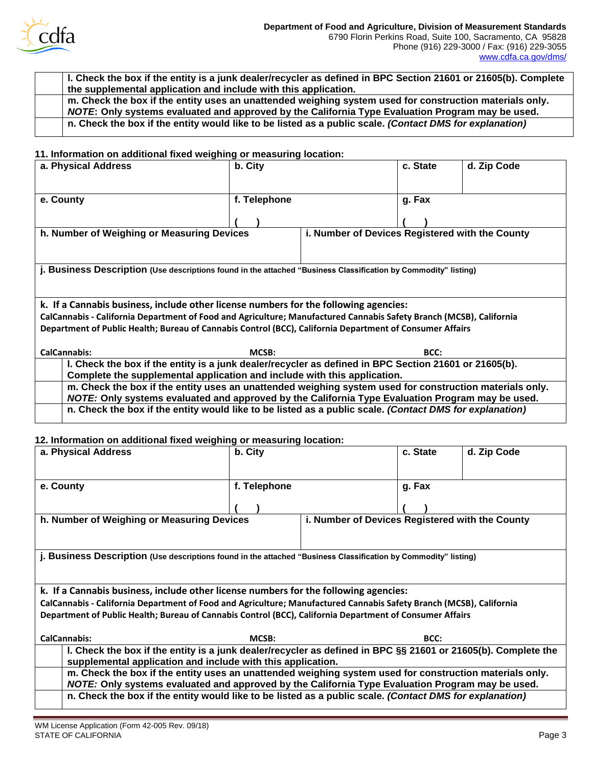| | |
|---|---|
| | **l. Check the box if the entity is a junk dealer/recycler as defined in BPC Section 21601 or 21605(b). Complete the supplemental application and include with this application.** |
| | **m. Check the box if the entity uses an unattended weighing system used for construction materials only. *NOTE*: Only systems evaluated and approved by the California Type Evaluation Program may be used.** |
| | **n. Check the box if the entity would like to be listed as a public scale. *(Contact DMS for explanation)*** |

**11. Information on additional fixed weighing or measuring location:**

| **a. Physical Address** | **b. City** | **c. State** | **d. Zip Code** |
|---|---|---|---|
| **e. County** | **f. Telephone** ( ) | **g. Fax** ( ) | |
| **h. Number of Weighing or Measuring Devices** | | **i. Number of Devices Registered with the County** | |
| **j. Business Description** (Use descriptions found in the attached "Business Classification by Commodity" listing) | | | |
| **k. If a Cannabis business, include other license numbers for the following agencies:** CalCannabis - California Department of Food and Agriculture; Manufactured Cannabis Safety Branch (MCSB), California Department of Public Health; Bureau of Cannabis Control (BCC), California Department of Consumer Affairs | | | |
| **CalCannabis:** | **MCSB:** | **BCC:** | |

| | |
|---|---|
| | **l. Check the box if the entity is a junk dealer/recycler as defined in BPC Section 21601 or 21605(b). Complete the supplemental application and include with this application.** |
| | **m. Check the box if the entity uses an unattended weighing system used for construction materials only. *NOTE:* Only systems evaluated and approved by the California Type Evaluation Program may be used.** |
| | **n. Check the box if the entity would like to be listed as a public scale. *(Contact DMS for explanation)*** |

**12. Information on additional fixed weighing or measuring location:**

| **a. Physical Address** | **b. City** | **c. State** | **d. Zip Code** |
|---|---|---|---|
| **e. County** | **f. Telephone** ( ) | **g. Fax** ( ) | |
| **h. Number of Weighing or Measuring Devices** | | **i. Number of Devices Registered with the County** | |
| **j. Business Description** (Use descriptions found in the attached "Business Classification by Commodity" listing) | | | |
| **k. If a Cannabis business, include other license numbers for the following agencies:** CalCannabis - California Department of Food and Agriculture; Manufactured Cannabis Safety Branch (MCSB), California Department of Public Health; Bureau of Cannabis Control (BCC), California Department of Consumer Affairs | | | |
| **CalCannabis:** | **MCSB:** | **BCC:** | |

| | |
|---|---|
| | **l. Check the box if the entity is a junk dealer/recycler as defined in BPC §§ 21601 or 21605(b). Complete the supplemental application and include with this application.** |
| | **m. Check the box if the entity uses an unattended weighing system used for construction materials only. *NOTE:* Only systems evaluated and approved by the California Type Evaluation Program may be used.** |
| | **n. Check the box if the entity would like to be listed as a public scale. *(Contact DMS for explanation)*** |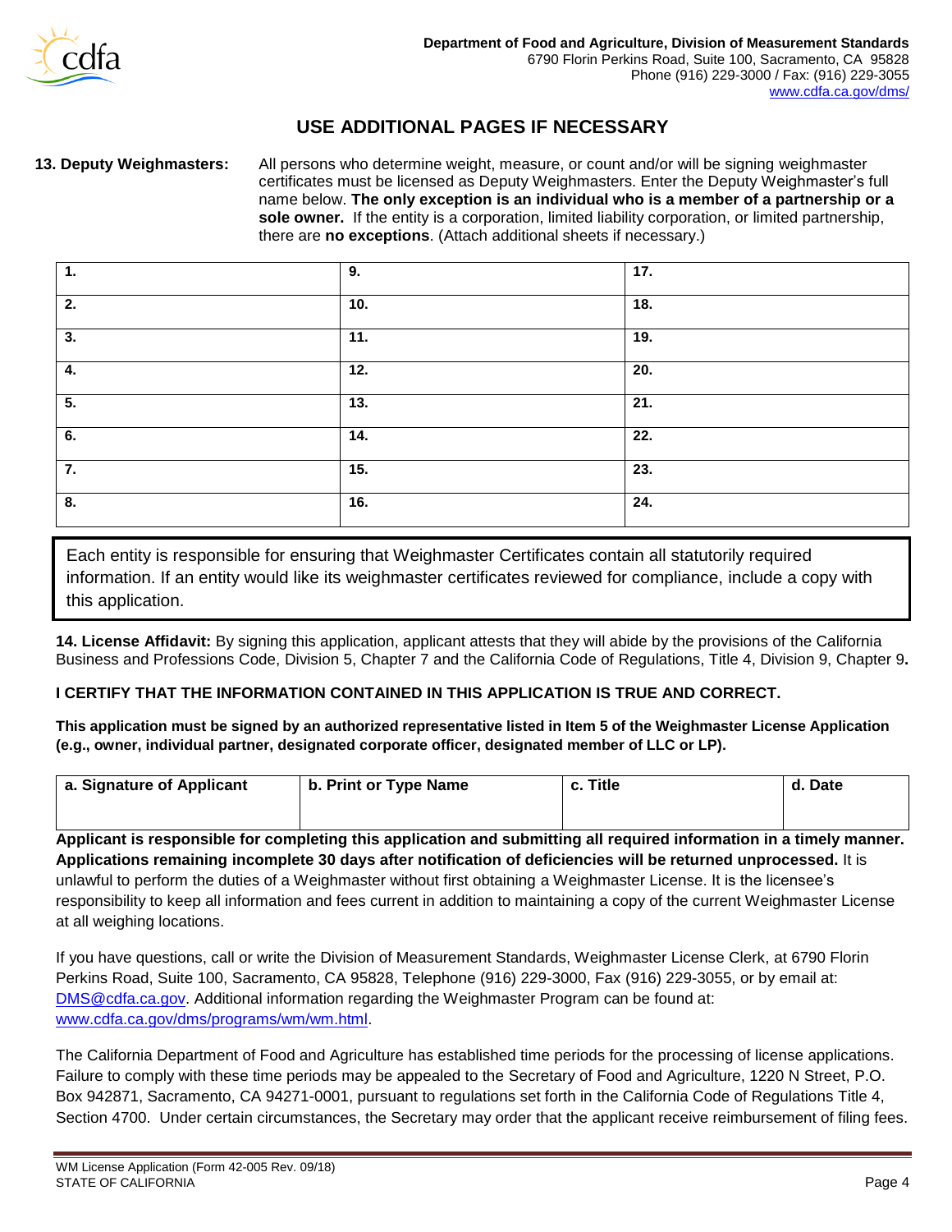**USE ADDITIONAL PAGES IF NECESSARY**

**13. Deputy Weighmasters:** All persons who determine weight, measure, or count and/or will be signing weighmaster certificates must be licensed as Deputy Weighmasters. Enter the Deputy Weighmaster's full name below. **The only exception is an individual who is a member of a partnership or a sole owner.** If the entity is a corporation, limited liability corporation, or limited partnership, there are **no exceptions**. (Attach additional sheets if necessary.)

| **1.** | **9.** | **17.** |
|---|---|---|
| **2.** | **10.** | **18.** |
| **3.** | **11.** | **19.** |
| **4.** | **12.** | **20.** |
| **5.** | **13.** | **21.** |
| **6.** | **14.** | **22.** |
| **7.** | **15.** | **23.** |
| **8.** | **16.** | **24.** |

Each entity is responsible for ensuring that Weighmaster Certificates contain all statutorily required information. If an entity would like its weighmaster certificates reviewed for compliance, include a copy with this application.

**14. License Affidavit:** By signing this application, applicant attests that they will abide by the provisions of the California Business and Professions Code, Division 5, Chapter 7 and the California Code of Regulations, Title 4, Division 9, Chapter 9**.**

**I CERTIFY THAT THE INFORMATION CONTAINED IN THIS APPLICATION IS TRUE AND CORRECT.**

**This application must be signed by an authorized representative listed in Item 5 of the Weighmaster License Application (e.g., owner, individual partner, designated corporate officer, designated member of LLC or LP).**

| **a. Signature of Applicant** | **b. Print or Type Name** | **c. Title** | **d. Date** |
|---|---|---|---|
| | | | |

**Applicant is responsible for completing this application and submitting all required information in a timely manner. Applications remaining incomplete 30 days after notification of deficiencies will be returned unprocessed.** It is unlawful to perform the duties of a Weighmaster without first obtaining a Weighmaster License. It is the licensee's responsibility to keep all information and fees current in addition to maintaining a copy of the current Weighmaster License at all weighing locations.

If you have questions, call or write the Division of Measurement Standards, Weighmaster License Clerk, at 6790 Florin Perkins Road, Suite 100, Sacramento, CA 95828, Telephone (916) 229-3000, Fax (916) 229-3055, or by email at: DMS@cdfa.ca.gov. Additional information regarding the Weighmaster Program can be found at: www.cdfa.ca.gov/dms/programs/wm/wm.html.

The California Department of Food and Agriculture has established time periods for the processing of license applications. Failure to comply with these time periods may be appealed to the Secretary of Food and Agriculture, 1220 N Street, P.O. Box 942871, Sacramento, CA 94271-0001, pursuant to regulations set forth in the California Code of Regulations Title 4, Section 4700. Under certain circumstances, the Secretary may order that the applicant receive reimbursement of filing fees.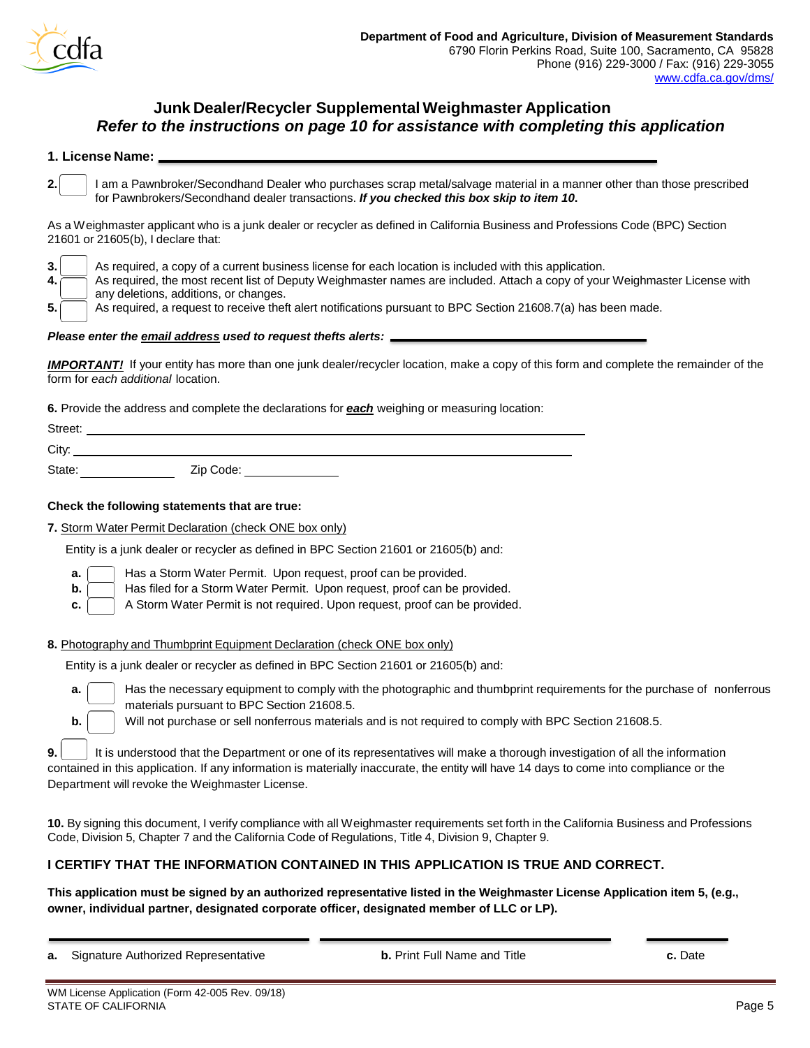**Department of Food and Agriculture, Division of Measurement Standards**
6790 Florin Perkins Road, Suite 100, Sacramento, CA 95828
Phone (916) 229-3000 / Fax: (916) 229-3055
www.cdfa.ca.gov/dms/

## Junk Dealer/Recycler Supplemental Weighmaster Application

***Refer to the instructions on page 10 for assistance with completing this application***

**1. License Name:** ______________________________

**2.** ☐ I am a Pawnbroker/Secondhand Dealer who purchases scrap metal/salvage material in a manner other than those prescribed for Pawnbrokers/Secondhand dealer transactions. ***If you checked this box skip to item 10.***

As a Weighmaster applicant who is a junk dealer or recycler as defined in California Business and Professions Code (BPC) Section 21601 or 21605(b), I declare that:

**3.** ☐ As required, a copy of a current business license for each location is included with this application.

**4.** ☐ As required, the most recent list of Deputy Weighmaster names are included. Attach a copy of your Weighmaster License with any deletions, additions, or changes.

**5.** ☐ As required, a request to receive theft alert notifications pursuant to BPC Section 21608.7(a) has been made.

***Please enter the email address used to request thefts alerts:*** ______________________________

***IMPORTANT!*** If your entity has more than one junk dealer/recycler location, make a copy of this form and complete the remainder of the form for *each additional* location.

**6.** Provide the address and complete the declarations for ***each*** weighing or measuring location:

Street: ______________________________

City: ______________________________

State: ______________ Zip Code: ______________

**Check the following statements that are true:**

**7.** Storm Water Permit Declaration (check ONE box only)

Entity is a junk dealer or recycler as defined in BPC Section 21601 or 21605(b) and:

- **a.** ☐ Has a Storm Water Permit. Upon request, proof can be provided.
- **b.** ☐ Has filed for a Storm Water Permit. Upon request, proof can be provided.
- **c.** ☐ A Storm Water Permit is not required. Upon request, proof can be provided.

**8.** Photography and Thumbprint Equipment Declaration (check ONE box only)

Entity is a junk dealer or recycler as defined in BPC Section 21601 or 21605(b) and:

- **a.** ☐ Has the necessary equipment to comply with the photographic and thumbprint requirements for the purchase of nonferrous materials pursuant to BPC Section 21608.5.
- **b.** ☐ Will not purchase or sell nonferrous materials and is not required to comply with BPC Section 21608.5.

**9.** ☐ It is understood that the Department or one of its representatives will make a thorough investigation of all the information contained in this application. If any information is materially inaccurate, the entity will have 14 days to come into compliance or the Department will revoke the Weighmaster License.

**10.** By signing this document, I verify compliance with all Weighmaster requirements set forth in the California Business and Professions Code, Division 5, Chapter 7 and the California Code of Regulations, Title 4, Division 9, Chapter 9.

**I CERTIFY THAT THE INFORMATION CONTAINED IN THIS APPLICATION IS TRUE AND CORRECT.**

**This application must be signed by an authorized representative listed in the Weighmaster License Application item 5, (e.g., owner, individual partner, designated corporate officer, designated member of LLC or LP).**

| **a.** Signature Authorized Representative | **b.** Print Full Name and Title | **c.** Date |
|---|---|---|
| | | |

WM License Application (Form 42-005 Rev. 09/18)
STATE OF CALIFORNIA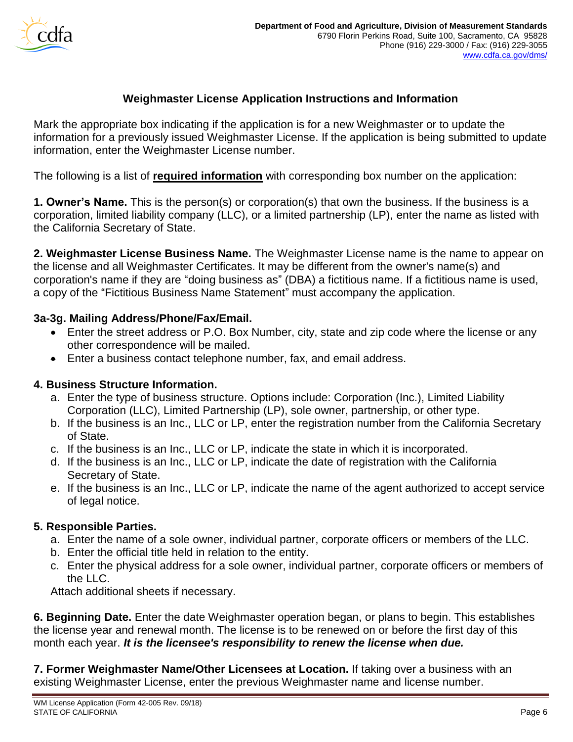Department of Food and Agriculture, Division of Measurement Standards
6790 Florin Perkins Road, Suite 100, Sacramento, CA 95828
Phone (916) 229-3000 / Fax: (916) 229-3055
www.cdfa.ca.gov/dms/

## Weighmaster License Application Instructions and Information

Mark the appropriate box indicating if the application is for a new Weighmaster or to update the information for a previously issued Weighmaster License. If the application is being submitted to update information, enter the Weighmaster License number.

The following is a list of **required information** with corresponding box number on the application:

**1. Owner's Name.** This is the person(s) or corporation(s) that own the business. If the business is a corporation, limited liability company (LLC), or a limited partnership (LP), enter the name as listed with the California Secretary of State.

**2. Weighmaster License Business Name.** The Weighmaster License name is the name to appear on the license and all Weighmaster Certificates. It may be different from the owner's name(s) and corporation's name if they are "doing business as" (DBA) a fictitious name. If a fictitious name is used, a copy of the "Fictitious Business Name Statement" must accompany the application.

**3a-3g. Mailing Address/Phone/Fax/Email.**

- Enter the street address or P.O. Box Number, city, state and zip code where the license or any other correspondence will be mailed.
- Enter a business contact telephone number, fax, and email address.

**4. Business Structure Information.**

a. Enter the type of business structure. Options include: Corporation (Inc.), Limited Liability Corporation (LLC), Limited Partnership (LP), sole owner, partnership, or other type.
b. If the business is an Inc., LLC or LP, enter the registration number from the California Secretary of State.
c. If the business is an Inc., LLC or LP, indicate the state in which it is incorporated.
d. If the business is an Inc., LLC or LP, indicate the date of registration with the California Secretary of State.
e. If the business is an Inc., LLC or LP, indicate the name of the agent authorized to accept service of legal notice.

**5. Responsible Parties.**

a. Enter the name of a sole owner, individual partner, corporate officers or members of the LLC.
b. Enter the official title held in relation to the entity.
c. Enter the physical address for a sole owner, individual partner, corporate officers or members of the LLC.

Attach additional sheets if necessary.

**6. Beginning Date.** Enter the date Weighmaster operation began, or plans to begin. This establishes the license year and renewal month. The license is to be renewed on or before the first day of this month each year. ***It is the licensee's responsibility to renew the license when due.***

**7. Former Weighmaster Name/Other Licensees at Location.** If taking over a business with an existing Weighmaster License, enter the previous Weighmaster name and license number.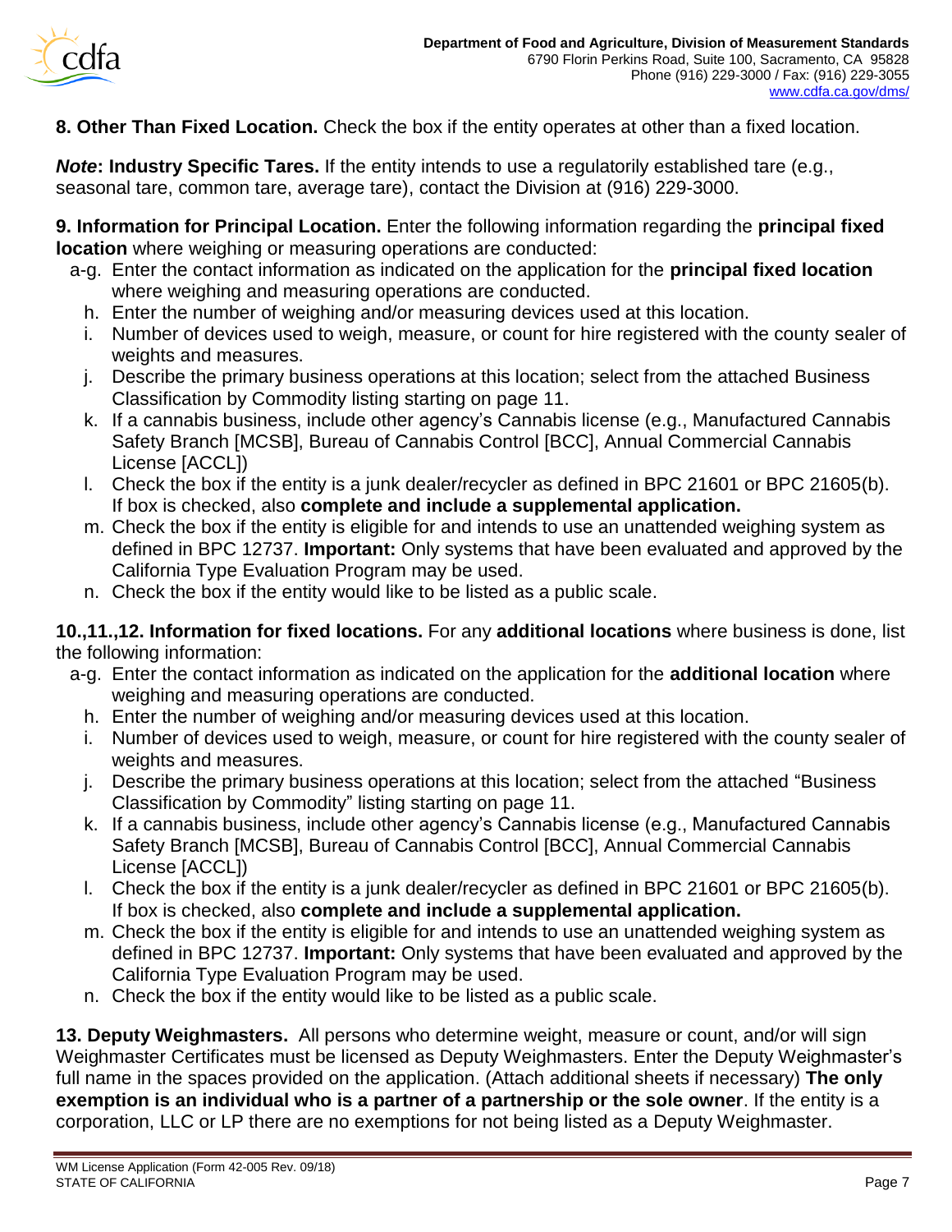**8. Other Than Fixed Location.** Check the box if the entity operates at other than a fixed location.

***Note*: Industry Specific Tares.** If the entity intends to use a regulatorily established tare (e.g., seasonal tare, common tare, average tare), contact the Division at (916) 229-3000.

**9. Information for Principal Location.** Enter the following information regarding the **principal fixed location** where weighing or measuring operations are conducted:

- a-g. Enter the contact information as indicated on the application for the **principal fixed location** where weighing and measuring operations are conducted.
- h. Enter the number of weighing and/or measuring devices used at this location.
- i. Number of devices used to weigh, measure, or count for hire registered with the county sealer of weights and measures.
- j. Describe the primary business operations at this location; select from the attached Business Classification by Commodity listing starting on page 11.
- k. If a cannabis business, include other agency's Cannabis license (e.g., Manufactured Cannabis Safety Branch [MCSB], Bureau of Cannabis Control [BCC], Annual Commercial Cannabis License [ACCL])
- l. Check the box if the entity is a junk dealer/recycler as defined in BPC 21601 or BPC 21605(b). If box is checked, also **complete and include a supplemental application.**
- m. Check the box if the entity is eligible for and intends to use an unattended weighing system as defined in BPC 12737. **Important:** Only systems that have been evaluated and approved by the California Type Evaluation Program may be used.
- n. Check the box if the entity would like to be listed as a public scale.

**10.,11.,12. Information for fixed locations.** For any **additional locations** where business is done, list the following information:

- a-g. Enter the contact information as indicated on the application for the **additional location** where weighing and measuring operations are conducted.
- h. Enter the number of weighing and/or measuring devices used at this location.
- i. Number of devices used to weigh, measure, or count for hire registered with the county sealer of weights and measures.
- j. Describe the primary business operations at this location; select from the attached "Business Classification by Commodity" listing starting on page 11.
- k. If a cannabis business, include other agency's Cannabis license (e.g., Manufactured Cannabis Safety Branch [MCSB], Bureau of Cannabis Control [BCC], Annual Commercial Cannabis License [ACCL])
- l. Check the box if the entity is a junk dealer/recycler as defined in BPC 21601 or BPC 21605(b). If box is checked, also **complete and include a supplemental application.**
- m. Check the box if the entity is eligible for and intends to use an unattended weighing system as defined in BPC 12737. **Important:** Only systems that have been evaluated and approved by the California Type Evaluation Program may be used.
- n. Check the box if the entity would like to be listed as a public scale.

**13. Deputy Weighmasters.** All persons who determine weight, measure or count, and/or will sign Weighmaster Certificates must be licensed as Deputy Weighmasters. Enter the Deputy Weighmaster's full name in the spaces provided on the application. (Attach additional sheets if necessary) **The only exemption is an individual who is a partner of a partnership or the sole owner**. If the entity is a corporation, LLC or LP there are no exemptions for not being listed as a Deputy Weighmaster.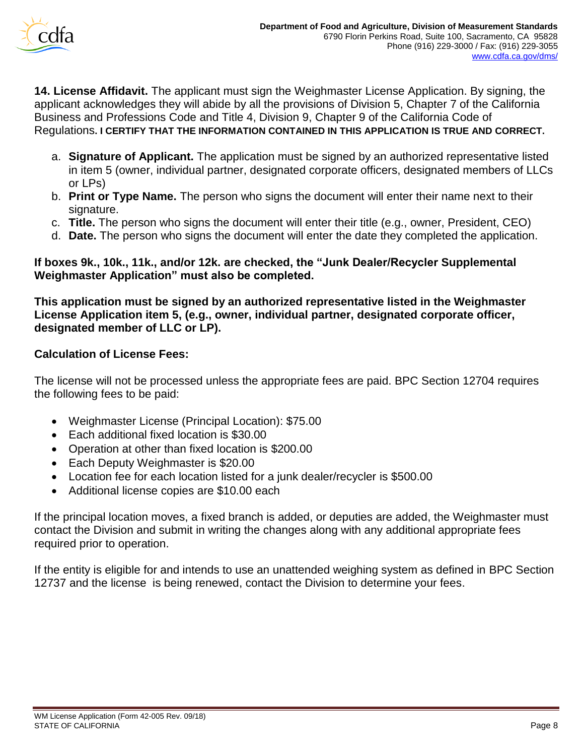**14. License Affidavit.** The applicant must sign the Weighmaster License Application. By signing, the applicant acknowledges they will abide by all the provisions of Division 5, Chapter 7 of the California Business and Professions Code and Title 4, Division 9, Chapter 9 of the California Code of Regulations. **I CERTIFY THAT THE INFORMATION CONTAINED IN THIS APPLICATION IS TRUE AND CORRECT.**

a. **Signature of Applicant.** The application must be signed by an authorized representative listed in item 5 (owner, individual partner, designated corporate officers, designated members of LLCs or LPs)
b. **Print or Type Name.** The person who signs the document will enter their name next to their signature.
c. **Title.** The person who signs the document will enter their title (e.g., owner, President, CEO)
d. **Date.** The person who signs the document will enter the date they completed the application.

**If boxes 9k., 10k., 11k., and/or 12k. are checked, the "Junk Dealer/Recycler Supplemental Weighmaster Application" must also be completed.**

**This application must be signed by an authorized representative listed in the Weighmaster License Application item 5, (e.g., owner, individual partner, designated corporate officer, designated member of LLC or LP).**

**Calculation of License Fees:**

The license will not be processed unless the appropriate fees are paid. BPC Section 12704 requires the following fees to be paid:

- Weighmaster License (Principal Location): $75.00
- Each additional fixed location is $30.00
- Operation at other than fixed location is $200.00
- Each Deputy Weighmaster is $20.00
- Location fee for each location listed for a junk dealer/recycler is $500.00
- Additional license copies are $10.00 each

If the principal location moves, a fixed branch is added, or deputies are added, the Weighmaster must contact the Division and submit in writing the changes along with any additional appropriate fees required prior to operation.

If the entity is eligible for and intends to use an unattended weighing system as defined in BPC Section 12737 and the license is being renewed, contact the Division to determine your fees.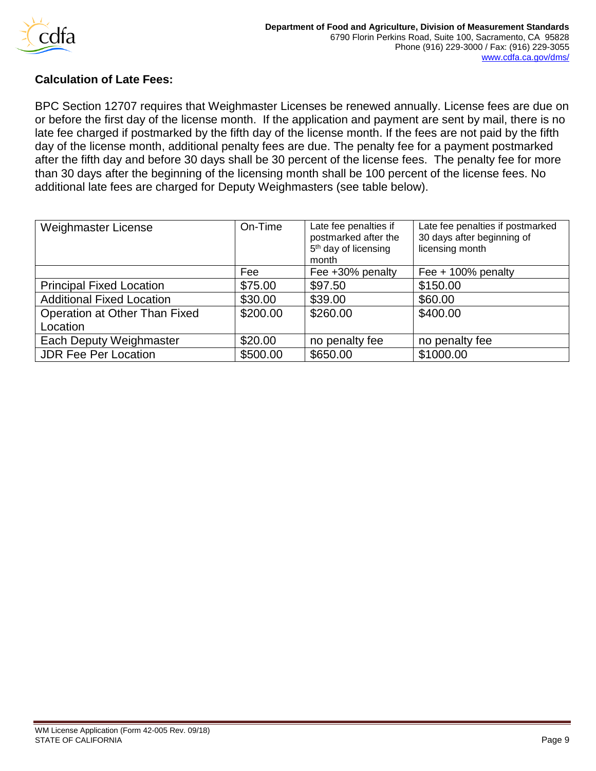**Calculation of Late Fees:**

BPC Section 12707 requires that Weighmaster Licenses be renewed annually. License fees are due on or before the first day of the license month. If the application and payment are sent by mail, there is no late fee charged if postmarked by the fifth day of the license month. If the fees are not paid by the fifth day of the license month, additional penalty fees are due. The penalty fee for a payment postmarked after the fifth day and before 30 days shall be 30 percent of the license fees. The penalty fee for more than 30 days after the beginning of the licensing month shall be 100 percent of the license fees. No additional late fees are charged for Deputy Weighmasters (see table below).

| Weighmaster License | On-Time | Late fee penalties if postmarked after the 5th day of licensing month | Late fee penalties if postmarked 30 days after beginning of licensing month |
|---|---|---|---|
| | Fee | Fee +30% penalty | Fee + 100% penalty |
| Principal Fixed Location | $75.00 | $97.50 | $150.00 |
| Additional Fixed Location | $30.00 | $39.00 | $60.00 |
| Operation at Other Than Fixed Location | $200.00 | $260.00 | $400.00 |
| Each Deputy Weighmaster | $20.00 | no penalty fee | no penalty fee |
| JDR Fee Per Location | $500.00 | $650.00 | $1000.00 |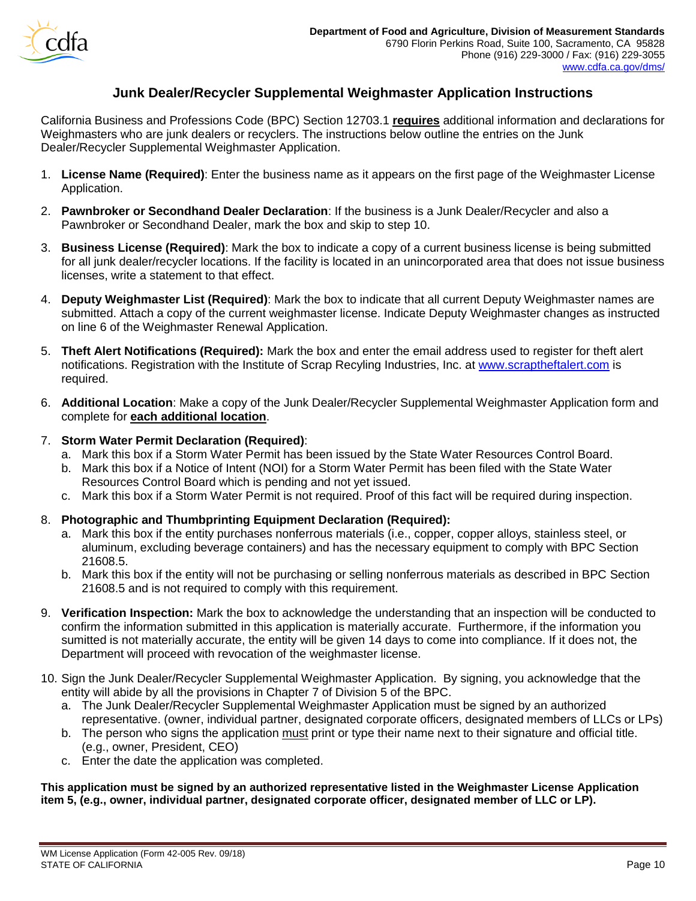Department of Food and Agriculture, Division of Measurement Standards
6790 Florin Perkins Road, Suite 100, Sacramento, CA 95828
Phone (916) 229-3000 / Fax: (916) 229-3055
www.cdfa.ca.gov/dms/

# Junk Dealer/Recycler Supplemental Weighmaster Application Instructions

California Business and Professions Code (BPC) Section 12703.1 **requires** additional information and declarations for Weighmasters who are junk dealers or recyclers. The instructions below outline the entries on the Junk Dealer/Recycler Supplemental Weighmaster Application.

1. **License Name (Required)**: Enter the business name as it appears on the first page of the Weighmaster License Application.
2. **Pawnbroker or Secondhand Dealer Declaration**: If the business is a Junk Dealer/Recycler and also a Pawnbroker or Secondhand Dealer, mark the box and skip to step 10.
3. **Business License (Required)**: Mark the box to indicate a copy of a current business license is being submitted for all junk dealer/recycler locations. If the facility is located in an unincorporated area that does not issue business licenses, write a statement to that effect.
4. **Deputy Weighmaster List (Required)**: Mark the box to indicate that all current Deputy Weighmaster names are submitted. Attach a copy of the current weighmaster license. Indicate Deputy Weighmaster changes as instructed on line 6 of the Weighmaster Renewal Application.
5. **Theft Alert Notifications (Required):** Mark the box and enter the email address used to register for theft alert notifications. Registration with the Institute of Scrap Recyling Industries, Inc. at www.scraptheftalert.com is required.
6. **Additional Location**: Make a copy of the Junk Dealer/Recycler Supplemental Weighmaster Application form and complete for **each additional location**.
7. **Storm Water Permit Declaration (Required)**:
   a. Mark this box if a Storm Water Permit has been issued by the State Water Resources Control Board.
   b. Mark this box if a Notice of Intent (NOI) for a Storm Water Permit has been filed with the State Water Resources Control Board which is pending and not yet issued.
   c. Mark this box if a Storm Water Permit is not required. Proof of this fact will be required during inspection.
8. **Photographic and Thumbprinting Equipment Declaration (Required):**
   a. Mark this box if the entity purchases nonferrous materials (i.e., copper, copper alloys, stainless steel, or aluminum, excluding beverage containers) and has the necessary equipment to comply with BPC Section 21608.5.
   b. Mark this box if the entity will not be purchasing or selling nonferrous materials as described in BPC Section 21608.5 and is not required to comply with this requirement.
9. **Verification Inspection:** Mark the box to acknowledge the understanding that an inspection will be conducted to confirm the information submitted in this application is materially accurate. Furthermore, if the information you sumitted is not materially accurate, the entity will be given 14 days to come into compliance. If it does not, the Department will proceed with revocation of the weighmaster license.
10. Sign the Junk Dealer/Recycler Supplemental Weighmaster Application. By signing, you acknowledge that the entity will abide by all the provisions in Chapter 7 of Division 5 of the BPC.
    a. The Junk Dealer/Recycler Supplemental Weighmaster Application must be signed by an authorized representative. (owner, individual partner, designated corporate officers, designated members of LLCs or LPs)
    b. The person who signs the application must print or type their name next to their signature and official title. (e.g., owner, President, CEO)
    c. Enter the date the application was completed.

**This application must be signed by an authorized representative listed in the Weighmaster License Application item 5, (e.g., owner, individual partner, designated corporate officer, designated member of LLC or LP).**

WM License Application (Form 42-005 Rev. 09/18)
STATE OF CALIFORNIA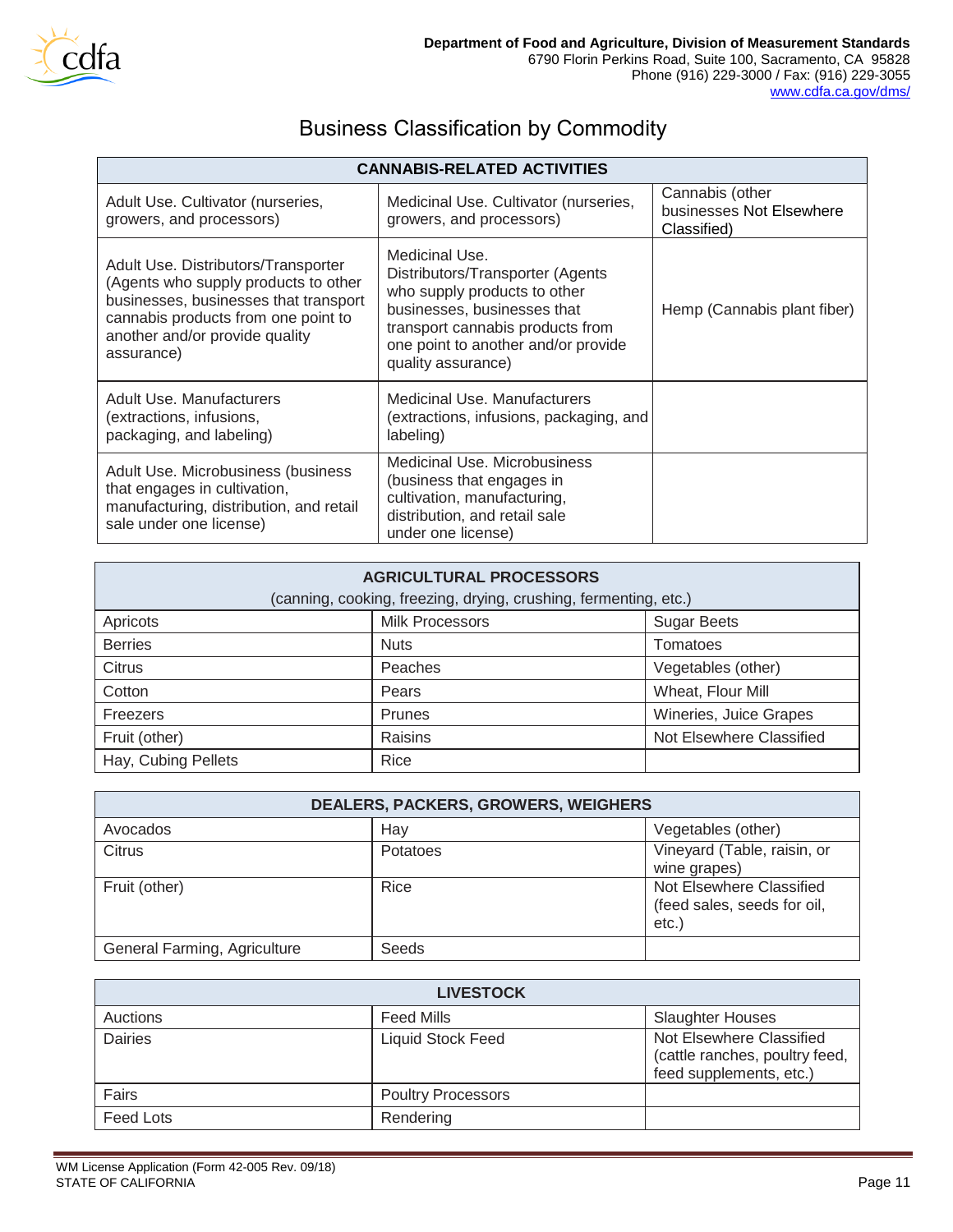Department of Food and Agriculture, Division of Measurement Standards
6790 Florin Perkins Road, Suite 100, Sacramento, CA 95828
Phone (916) 229-3000 / Fax: (916) 229-3055
www.cdfa.ca.gov/dms/

# Business Classification by Commodity

| CANNABIS-RELATED ACTIVITIES | | |
|---|---|---|
| Adult Use. Cultivator (nurseries, growers, and processors) | Medicinal Use. Cultivator (nurseries, growers, and processors) | Cannabis (other businesses Not Elsewhere Classified) |
| Adult Use. Distributors/Transporter (Agents who supply products to other businesses, businesses that transport cannabis products from one point to another and/or provide quality assurance) | Medicinal Use. Distributors/Transporter (Agents who supply products to other businesses, businesses that transport cannabis products from one point to another and/or provide quality assurance) | Hemp (Cannabis plant fiber) |
| Adult Use. Manufacturers (extractions, infusions, packaging, and labeling) | Medicinal Use. Manufacturers (extractions, infusions, packaging, and labeling) | |
| Adult Use. Microbusiness (business that engages in cultivation, manufacturing, distribution, and retail sale under one license) | Medicinal Use. Microbusiness (business that engages in cultivation, manufacturing, distribution, and retail sale under one license) | |

| AGRICULTURAL PROCESSORS (canning, cooking, freezing, drying, crushing, fermenting, etc.) | | |
|---|---|---|
| Apricots | Milk Processors | Sugar Beets |
| Berries | Nuts | Tomatoes |
| Citrus | Peaches | Vegetables (other) |
| Cotton | Pears | Wheat, Flour Mill |
| Freezers | Prunes | Wineries, Juice Grapes |
| Fruit (other) | Raisins | Not Elsewhere Classified |
| Hay, Cubing Pellets | Rice | |

| DEALERS, PACKERS, GROWERS, WEIGHERS | | |
|---|---|---|
| Avocados | Hay | Vegetables (other) |
| Citrus | Potatoes | Vineyard (Table, raisin, or wine grapes) |
| Fruit (other) | Rice | Not Elsewhere Classified (feed sales, seeds for oil, etc.) |
| General Farming, Agriculture | Seeds | |

| LIVESTOCK | | |
|---|---|---|
| Auctions | Feed Mills | Slaughter Houses |
| Dairies | Liquid Stock Feed | Not Elsewhere Classified (cattle ranches, poultry feed, feed supplements, etc.) |
| Fairs | Poultry Processors | |
| Feed Lots | Rendering | |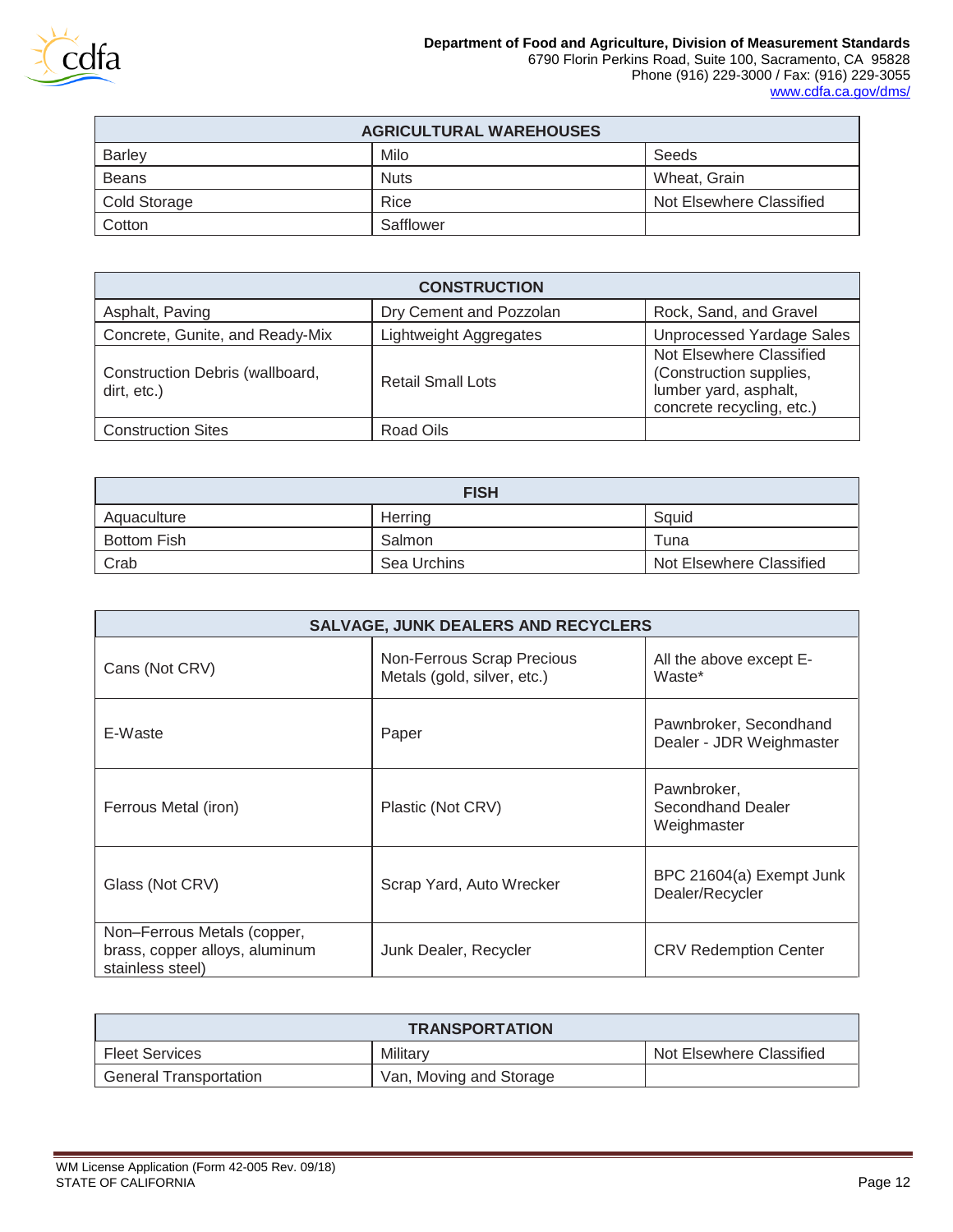| AGRICULTURAL WAREHOUSES | | |
|---|---|---|
| Barley | Milo | Seeds |
| Beans | Nuts | Wheat, Grain |
| Cold Storage | Rice | Not Elsewhere Classified |
| Cotton | Safflower | |

| CONSTRUCTION | | |
|---|---|---|
| Asphalt, Paving | Dry Cement and Pozzolan | Rock, Sand, and Gravel |
| Concrete, Gunite, and Ready-Mix | Lightweight Aggregates | Unprocessed Yardage Sales |
| Construction Debris (wallboard, dirt, etc.) | Retail Small Lots | Not Elsewhere Classified (Construction supplies, lumber yard, asphalt, concrete recycling, etc.) |
| Construction Sites | Road Oils | |

| FISH | | |
|---|---|---|
| Aquaculture | Herring | Squid |
| Bottom Fish | Salmon | Tuna |
| Crab | Sea Urchins | Not Elsewhere Classified |

| SALVAGE, JUNK DEALERS AND RECYCLERS | | |
|---|---|---|
| Cans (Not CRV) | Non-Ferrous Scrap Precious Metals (gold, silver, etc.) | All the above except E-Waste* |
| E-Waste | Paper | Pawnbroker, Secondhand Dealer - JDR Weighmaster |
| Ferrous Metal (iron) | Plastic (Not CRV) | Pawnbroker, Secondhand Dealer Weighmaster |
| Glass (Not CRV) | Scrap Yard, Auto Wrecker | BPC 21604(a) Exempt Junk Dealer/Recycler |
| Non–Ferrous Metals (copper, brass, copper alloys, aluminum stainless steel) | Junk Dealer, Recycler | CRV Redemption Center |

| TRANSPORTATION | | |
|---|---|---|
| Fleet Services | Military | Not Elsewhere Classified |
| General Transportation | Van, Moving and Storage | |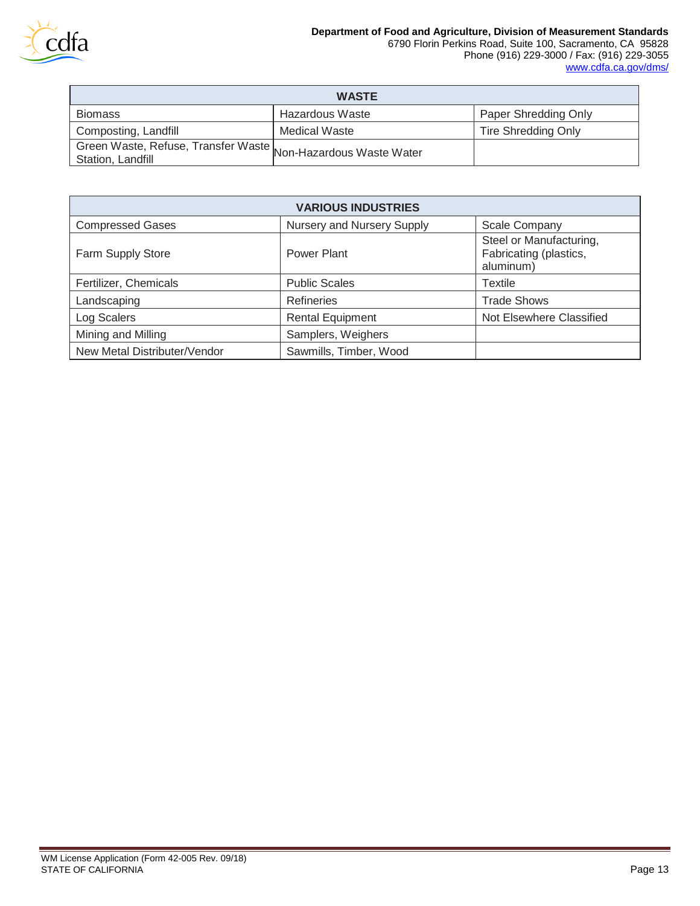| WASTE | | |
|---|---|---|
| Biomass | Hazardous Waste | Paper Shredding Only |
| Composting, Landfill | Medical Waste | Tire Shredding Only |
| Green Waste, Refuse, Transfer Waste Station, Landfill | Non-Hazardous Waste Water | |

| VARIOUS INDUSTRIES | | |
|---|---|---|
| Compressed Gases | Nursery and Nursery Supply | Scale Company |
| Farm Supply Store | Power Plant | Steel or Manufacturing, Fabricating (plastics, aluminum) |
| Fertilizer, Chemicals | Public Scales | Textile |
| Landscaping | Refineries | Trade Shows |
| Log Scalers | Rental Equipment | Not Elsewhere Classified |
| Mining and Milling | Samplers, Weighers | |
| New Metal Distributer/Vendor | Sawmills, Timber, Wood | |